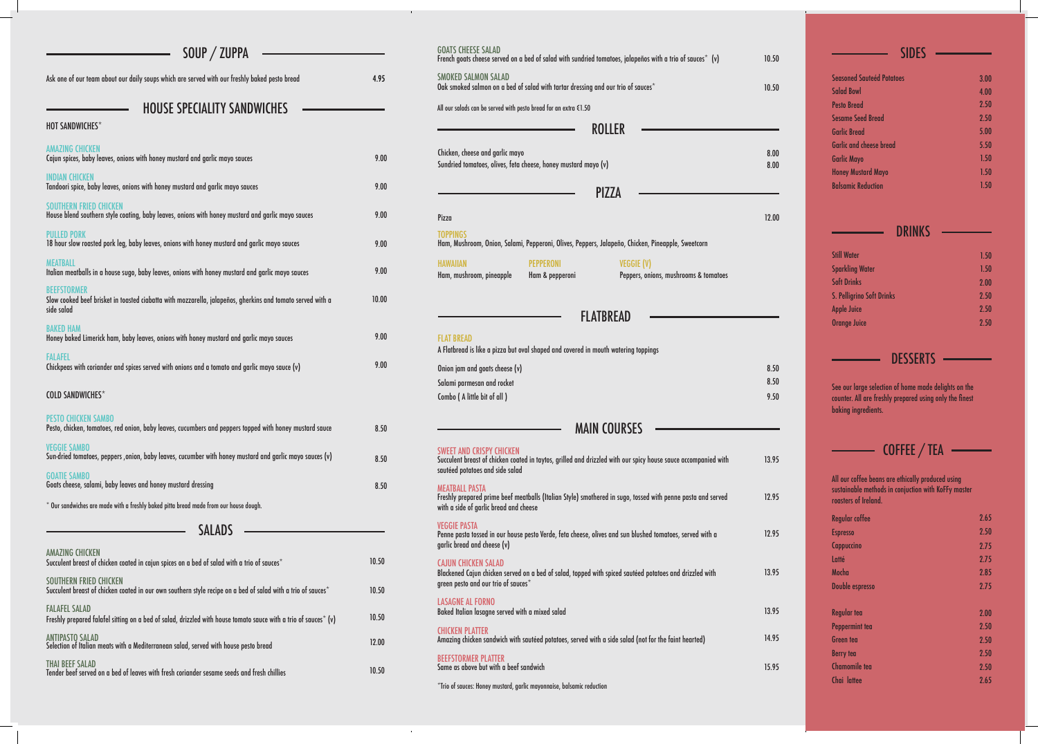## SOUP / ZUPPA

Ask one of our team about our daily soups which are served with our freshly baked pesto bread — 4.95

## HOUSE SPECIALITY SANDWICHES

### HOT SANDWICHES*

**AMAZING CHICKEN**
Cajun spices, baby leaves, onions with honey mustard and garlic mayo sauces — 9.00

**INDIAN CHICKEN**
Tandoori spice, baby leaves, onions with honey mustard and garlic mayo sauces — 9.00

**SOUTHERN FRIED CHICKEN**
House blend southern style coating, baby leaves, onions with honey mustard and garlic mayo sauces — 9.00

**PULLED PORK**
18 hour slow roasted pork leg, baby leaves, onions with honey mustard and garlic mayo sauces — 9.00

**MEATBALL**
Italian meatballs in a house sugo, baby leaves, onions with honey mustard and garlic mayo sauces — 9.00

**BEEFSTORMER**
Slow cooked beef brisket in toasted ciabatta with mozzarella, jalapeños, gherkins and tomato served with a side salad — 10.00

**BAKED HAM**
Honey baked Limerick ham, baby leaves, onions with honey mustard and garlic mayo sauces — 9.00

**FALAFEL**
Chickpeas with coriander and spices served with onions and a tomato and garlic mayo sauce (v) — 9.00

### COLD SANDWICHES*

**PESTO CHICKEN SAMBO**
Pesto, chicken, tomatoes, red onion, baby leaves, cucumbers and peppers topped with honey mustard sauce — 8.50

**VEGGIE SAMBO**
Sun-dried tomatoes, peppers ,onion, baby leaves, cucumber with honey mustard and garlic mayo sauces (v) — 8.50

**GOATIE SAMBO**
Goats cheese, salami, baby leaves and honey mustard dressing — 8.50

\* Our sandwiches are made with a freshly baked pitta bread made from our house dough.

## SALADS

**AMAZING CHICKEN**
Succulent breast of chicken coated in cajun spices on a bed of salad with a trio of sauces* — 10.50

**SOUTHERN FRIED CHICKEN**
Succulent breast of chicken coated in our own southern style recipe on a bed of salad with a trio of sauces* — 10.50

**FALAFEL SALAD**
Freshly prepared falafel sitting on a bed of salad, drizzled with house tomato sauce with a trio of sauces* (v) — 10.50

**ANTIPASTO SALAD**
Selection of Italian meats with a Mediterranean salad, served with house pesto bread — 12.00

**THAI BEEF SALAD**
Tender beef served on a bed of leaves with fresh coriander sesame seeds and fresh chillies — 10.50

**GOATS CHEESE SALAD**
French goats cheese served on a bed of salad with sundried tomatoes, jalapeños with a trio of sauces* (v) — 10.50

**SMOKED SALMON SALAD**
Oak smoked salmon on a bed of salad with tartar dressing and our trio of sauces* — 10.50

All our salads can be served with pesto bread for an extra €1.50

## ROLLER

Chicken, cheese and garlic mayo — 8.00

Sundried tomatoes, olives, feta cheese, honey mustard mayo (v) — 8.00

## PIZZA

Pizza — 12.00

**TOPPINGS**
Ham, Mushroom, Onion, Salami, Pepperoni, Olives, Peppers, Jalapeño, Chicken, Pineapple, Sweetcorn

**HAWAIIAN**
Ham, mushroom, pineapple

**PEPPERONI**
Ham & pepperoni

**VEGGIE (V)**
Peppers, onions, mushrooms & tomatoes

## FLATBREAD

**FLAT BREAD**
A Flatbread is like a pizza but oval shaped and covered in mouth watering toppings

Onion jam and goats cheese (v) — 8.50

Salami parmesan and rocket — 8.50

Combo ( A little bit of all ) — 9.50

## MAIN COURSES

**SWEET AND CRISPY CHICKEN**
Succulent breast of chicken coated in taytos, grilled and drizzled with our spicy house sauce accompanied with sautéed potatoes and side salad — 13.95

**MEATBALL PASTA**
Freshly prepared prime beef meatballs (Italian Style) smothered in sugo, tossed with penne pasta and served with a side of garlic bread and cheese — 12.95

**VEGGIE PASTA**
Penne pasta tossed in our house pesto Verde, feta cheese, olives and sun blushed tomatoes, served with a garlic bread and cheese (v) — 12.95

**CAJUN CHICKEN SALAD**
Blackened Cajun chicken served on a bed of salad, topped with spiced sautéed potatoes and drizzled with green pesto and our trio of sauces* — 13.95

**LASAGNE AL FORNO**
Baked Italian lasagne served with a mixed salad — 13.95

**CHICKEN PLATTER**
Amazing chicken sandwich with sautéed potatoes, served with a side salad (not for the faint hearted) — 14.95

**BEEFSTORMER PLATTER**
Same as above but with a beef sandwich — 15.95

*Trio of sauces: Honey mustard, garlic mayonnaise, balsamic reduction

## SIDES

| Item | Price |
|---|---|
| Seasoned Sauteéd Potatoes | 3.00 |
| Salad Bowl | 4.00 |
| Pesto Bread | 2.50 |
| Sesame Seed Bread | 2.50 |
| Garlic Bread | 5.00 |
| Garlic and cheese bread | 5.50 |
| Garlic Mayo | 1.50 |
| Honey Mustard Mayo | 1.50 |
| Balsamic Reduction | 1.50 |

## DRINKS

| Item | Price |
|---|---|
| Still Water | 1.50 |
| Sparkling Water | 1.50 |
| Soft Drinks | 2.00 |
| S. Pelligrino Soft Drinks | 2.50 |
| Apple Juice | 2.50 |
| Orange Juice | 2.50 |

## DESSERTS

See our large selection of home made delights on the counter. All are freshly prepared using only the finest baking ingredients.

## COFFEE / TEA

All our coffee beans are ethically produced using sustainable methods in conjuction with KoFFy master roasters of Ireland.

| Item | Price |
|---|---|
| Regular coffee | 2.65 |
| Espresso | 2.50 |
| Cappuccino | 2.75 |
| Latté | 2.75 |
| Mocha | 2.85 |
| Double espresso | 2.75 |
| Regular tea | 2.00 |
| Peppermint tea | 2.50 |
| Green tea | 2.50 |
| Berry tea | 2.50 |
| Chamomile tea | 2.50 |
| Chai lattee | 2.65 |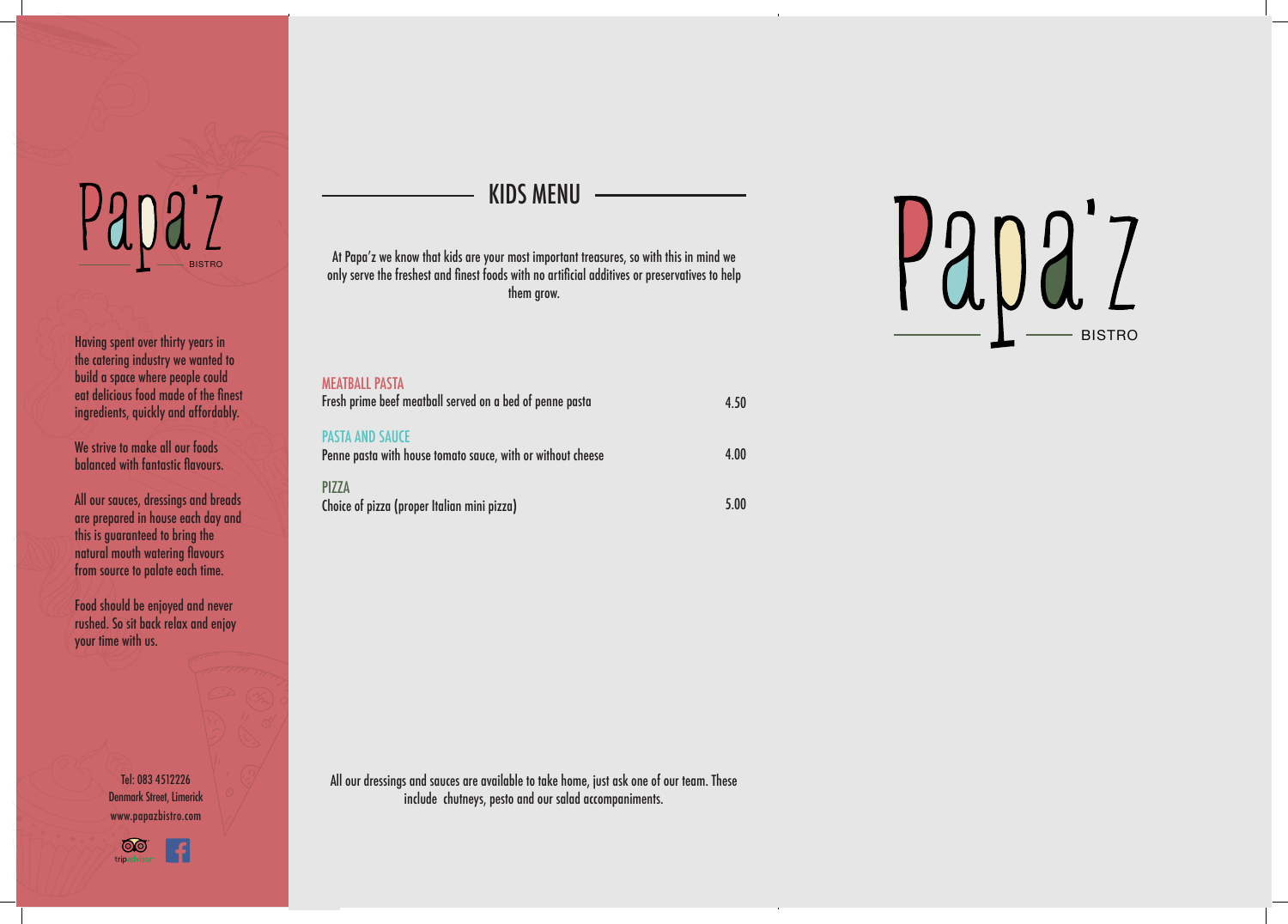Papa'z
BISTRO

Having spent over thirty years in the catering industry we wanted to build a space where people could eat delicious food made of the finest ingredients, quickly and affordably.

We strive to make all our foods balanced with fantastic flavours.

All our sauces, dressings and breads are prepared in house each day and this is guaranteed to bring the natural mouth watering flavours from source to palate each time.

Food should be enjoyed and never rushed. So sit back relax and enjoy your time with us.

Tel: 083 4512226
Denmark Street, Limerick
www.papazbistro.com

# KIDS MENU

At Papa'z we know that kids are your most important treasures, so with this in mind we only serve the freshest and finest foods with no artificial additives or preservatives to help them grow.

**MEATBALL PASTA**
Fresh prime beef meatball served on a bed of penne pasta — 4.50

**PASTA AND SAUCE**
Penne pasta with house tomato sauce, with or without cheese — 4.00

**PIZZA**
Choice of pizza (proper Italian mini pizza) — 5.00

All our dressings and sauces are available to take home, just ask one of our team. These include chutneys, pesto and our salad accompaniments.

Papa'z
BISTRO